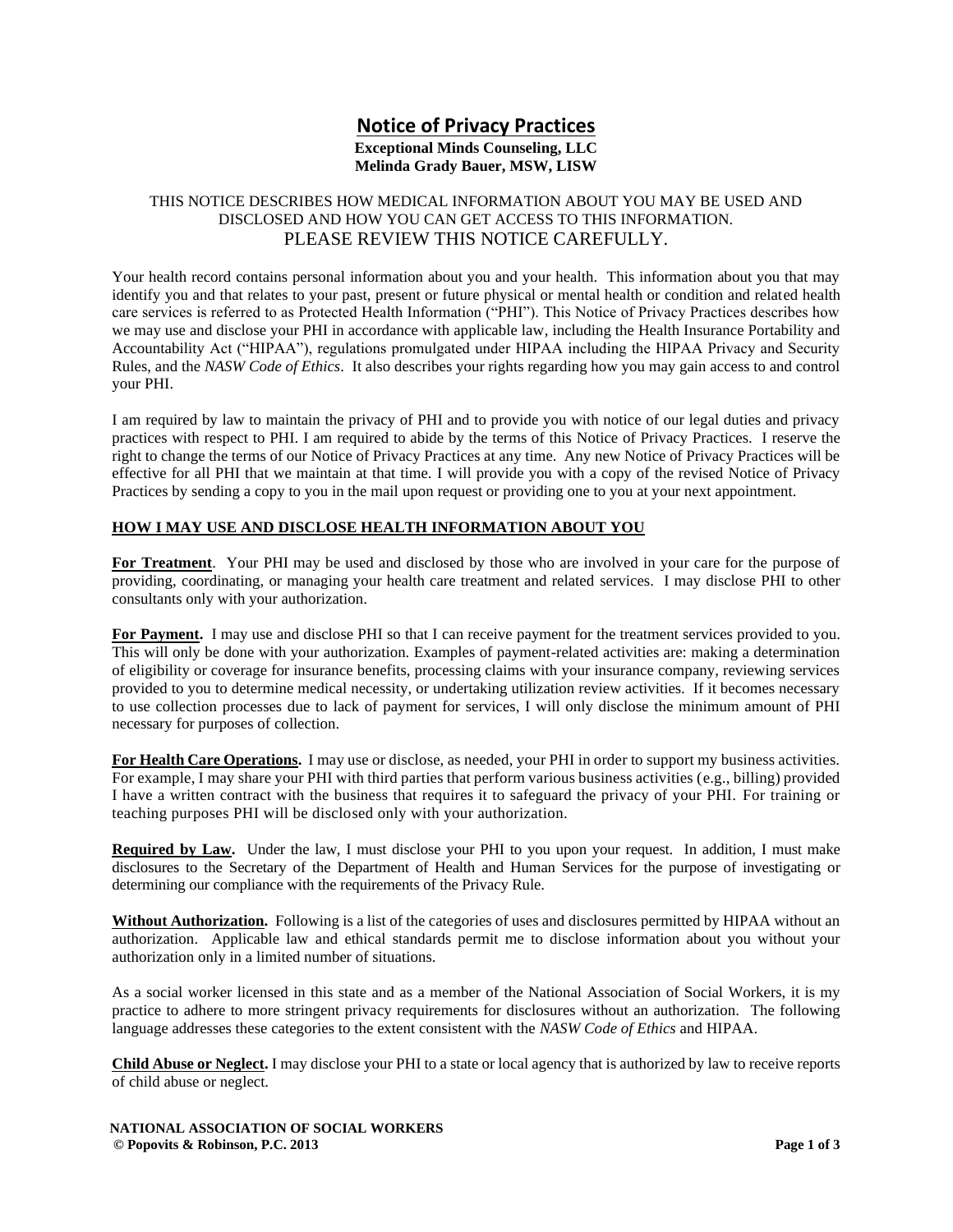# Notice of Privacy Practices

**Exceptional Minds Counseling, LLC**
**Melinda Grady Bauer, MSW, LISW**

THIS NOTICE DESCRIBES HOW MEDICAL INFORMATION ABOUT YOU MAY BE USED AND DISCLOSED AND HOW YOU CAN GET ACCESS TO THIS INFORMATION.
PLEASE REVIEW THIS NOTICE CAREFULLY.

Your health record contains personal information about you and your health. This information about you that may identify you and that relates to your past, present or future physical or mental health or condition and related health care services is referred to as Protected Health Information ("PHI"). This Notice of Privacy Practices describes how we may use and disclose your PHI in accordance with applicable law, including the Health Insurance Portability and Accountability Act ("HIPAA"), regulations promulgated under HIPAA including the HIPAA Privacy and Security Rules, and the *NASW Code of Ethics*. It also describes your rights regarding how you may gain access to and control your PHI.

I am required by law to maintain the privacy of PHI and to provide you with notice of our legal duties and privacy practices with respect to PHI. I am required to abide by the terms of this Notice of Privacy Practices. I reserve the right to change the terms of our Notice of Privacy Practices at any time. Any new Notice of Privacy Practices will be effective for all PHI that we maintain at that time. I will provide you with a copy of the revised Notice of Privacy Practices by sending a copy to you in the mail upon request or providing one to you at your next appointment.

## HOW I MAY USE AND DISCLOSE HEALTH INFORMATION ABOUT YOU

**For Treatment**. Your PHI may be used and disclosed by those who are involved in your care for the purpose of providing, coordinating, or managing your health care treatment and related services. I may disclose PHI to other consultants only with your authorization.

**For Payment.** I may use and disclose PHI so that I can receive payment for the treatment services provided to you. This will only be done with your authorization. Examples of payment-related activities are: making a determination of eligibility or coverage for insurance benefits, processing claims with your insurance company, reviewing services provided to you to determine medical necessity, or undertaking utilization review activities. If it becomes necessary to use collection processes due to lack of payment for services, I will only disclose the minimum amount of PHI necessary for purposes of collection.

**For Health Care Operations.** I may use or disclose, as needed, your PHI in order to support my business activities. For example, I may share your PHI with third parties that perform various business activities (e.g., billing) provided I have a written contract with the business that requires it to safeguard the privacy of your PHI. For training or teaching purposes PHI will be disclosed only with your authorization.

**Required by Law.** Under the law, I must disclose your PHI to you upon your request. In addition, I must make disclosures to the Secretary of the Department of Health and Human Services for the purpose of investigating or determining our compliance with the requirements of the Privacy Rule.

**Without Authorization.** Following is a list of the categories of uses and disclosures permitted by HIPAA without an authorization. Applicable law and ethical standards permit me to disclose information about you without your authorization only in a limited number of situations.

As a social worker licensed in this state and as a member of the National Association of Social Workers, it is my practice to adhere to more stringent privacy requirements for disclosures without an authorization. The following language addresses these categories to the extent consistent with the *NASW Code of Ethics* and HIPAA.

**Child Abuse or Neglect.** I may disclose your PHI to a state or local agency that is authorized by law to receive reports of child abuse or neglect.

**NATIONAL ASSOCIATION OF SOCIAL WORKERS**
**© Popovits & Robinson, P.C. 2013**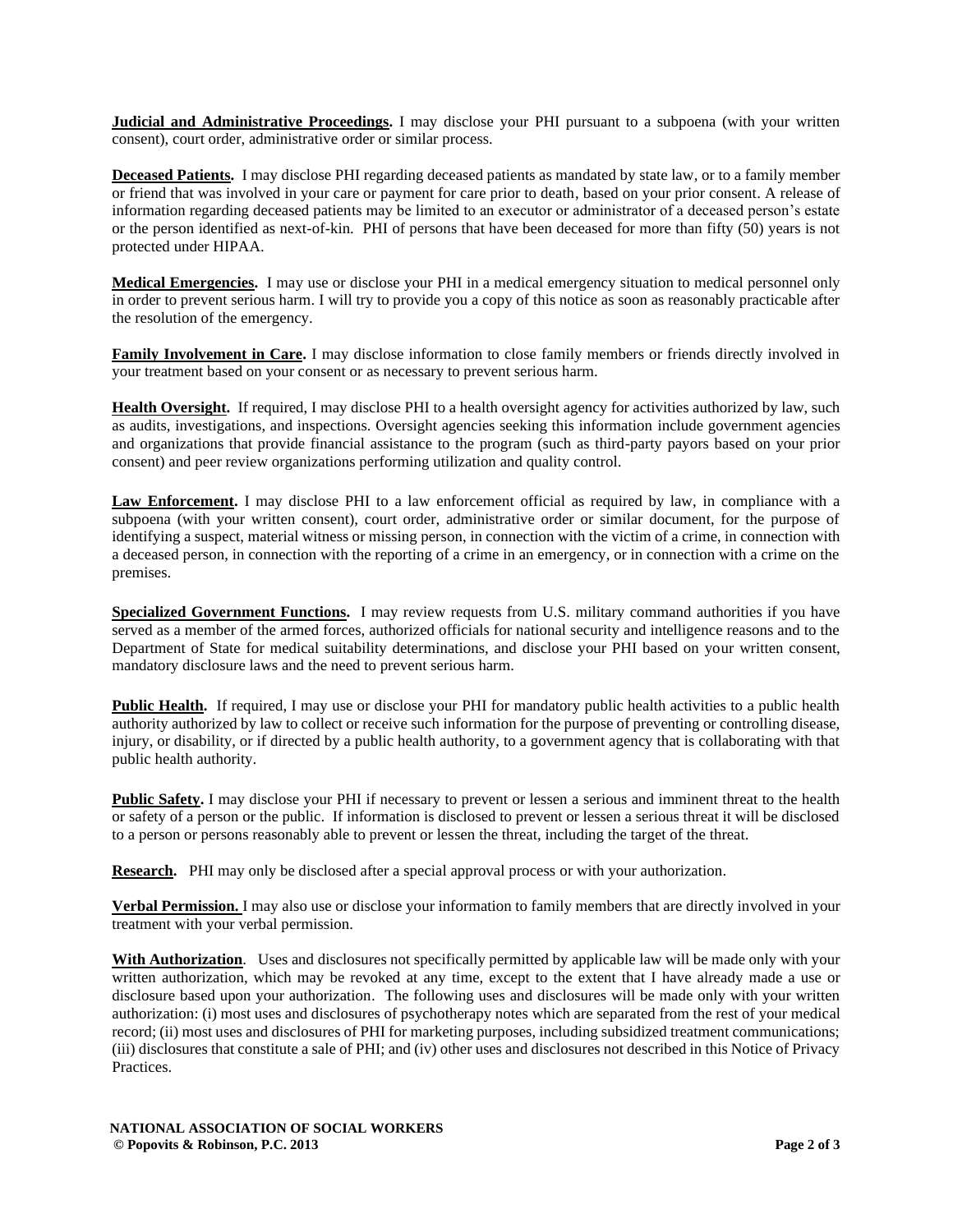**Judicial and Administrative Proceedings.** I may disclose your PHI pursuant to a subpoena (with your written consent), court order, administrative order or similar process.

**Deceased Patients.** I may disclose PHI regarding deceased patients as mandated by state law, or to a family member or friend that was involved in your care or payment for care prior to death, based on your prior consent. A release of information regarding deceased patients may be limited to an executor or administrator of a deceased person's estate or the person identified as next-of-kin. PHI of persons that have been deceased for more than fifty (50) years is not protected under HIPAA.

**Medical Emergencies.** I may use or disclose your PHI in a medical emergency situation to medical personnel only in order to prevent serious harm. I will try to provide you a copy of this notice as soon as reasonably practicable after the resolution of the emergency.

**Family Involvement in Care.** I may disclose information to close family members or friends directly involved in your treatment based on your consent or as necessary to prevent serious harm.

**Health Oversight.** If required, I may disclose PHI to a health oversight agency for activities authorized by law, such as audits, investigations, and inspections. Oversight agencies seeking this information include government agencies and organizations that provide financial assistance to the program (such as third-party payors based on your prior consent) and peer review organizations performing utilization and quality control.

**Law Enforcement.** I may disclose PHI to a law enforcement official as required by law, in compliance with a subpoena (with your written consent), court order, administrative order or similar document, for the purpose of identifying a suspect, material witness or missing person, in connection with the victim of a crime, in connection with a deceased person, in connection with the reporting of a crime in an emergency, or in connection with a crime on the premises.

**Specialized Government Functions.** I may review requests from U.S. military command authorities if you have served as a member of the armed forces, authorized officials for national security and intelligence reasons and to the Department of State for medical suitability determinations, and disclose your PHI based on your written consent, mandatory disclosure laws and the need to prevent serious harm.

**Public Health.** If required, I may use or disclose your PHI for mandatory public health activities to a public health authority authorized by law to collect or receive such information for the purpose of preventing or controlling disease, injury, or disability, or if directed by a public health authority, to a government agency that is collaborating with that public health authority.

**Public Safety.** I may disclose your PHI if necessary to prevent or lessen a serious and imminent threat to the health or safety of a person or the public. If information is disclosed to prevent or lessen a serious threat it will be disclosed to a person or persons reasonably able to prevent or lessen the threat, including the target of the threat.

**Research.** PHI may only be disclosed after a special approval process or with your authorization.

**Verbal Permission.** I may also use or disclose your information to family members that are directly involved in your treatment with your verbal permission.

**With Authorization.** Uses and disclosures not specifically permitted by applicable law will be made only with your written authorization, which may be revoked at any time, except to the extent that I have already made a use or disclosure based upon your authorization. The following uses and disclosures will be made only with your written authorization: (i) most uses and disclosures of psychotherapy notes which are separated from the rest of your medical record; (ii) most uses and disclosures of PHI for marketing purposes, including subsidized treatment communications; (iii) disclosures that constitute a sale of PHI; and (iv) other uses and disclosures not described in this Notice of Privacy Practices.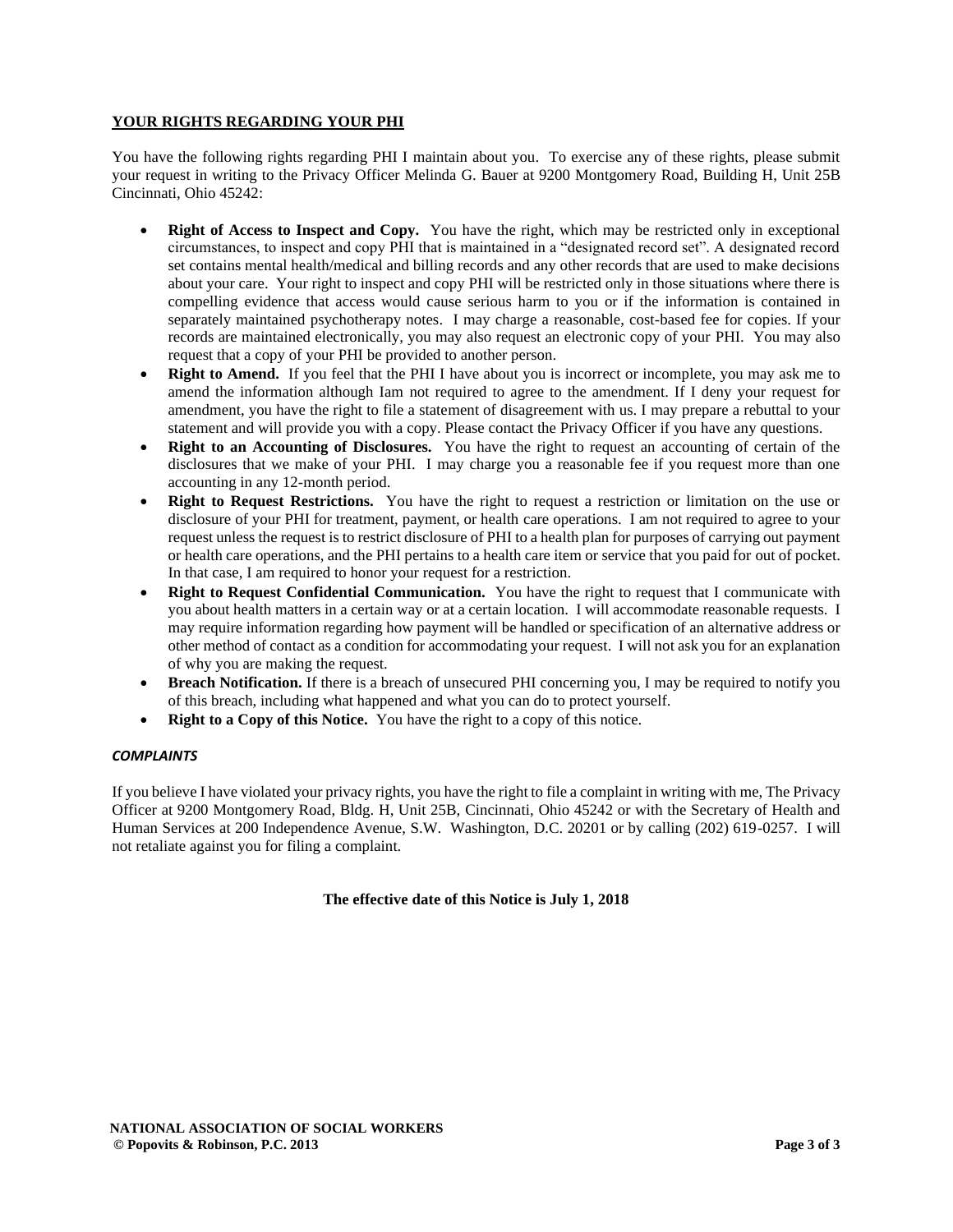## YOUR RIGHTS REGARDING YOUR PHI

You have the following rights regarding PHI I maintain about you. To exercise any of these rights, please submit your request in writing to the Privacy Officer Melinda G. Bauer at 9200 Montgomery Road, Building H, Unit 25B Cincinnati, Ohio 45242:

- **Right of Access to Inspect and Copy.** You have the right, which may be restricted only in exceptional circumstances, to inspect and copy PHI that is maintained in a "designated record set". A designated record set contains mental health/medical and billing records and any other records that are used to make decisions about your care. Your right to inspect and copy PHI will be restricted only in those situations where there is compelling evidence that access would cause serious harm to you or if the information is contained in separately maintained psychotherapy notes. I may charge a reasonable, cost-based fee for copies. If your records are maintained electronically, you may also request an electronic copy of your PHI. You may also request that a copy of your PHI be provided to another person.
- **Right to Amend.** If you feel that the PHI I have about you is incorrect or incomplete, you may ask me to amend the information although Iam not required to agree to the amendment. If I deny your request for amendment, you have the right to file a statement of disagreement with us. I may prepare a rebuttal to your statement and will provide you with a copy. Please contact the Privacy Officer if you have any questions.
- **Right to an Accounting of Disclosures.** You have the right to request an accounting of certain of the disclosures that we make of your PHI. I may charge you a reasonable fee if you request more than one accounting in any 12-month period.
- **Right to Request Restrictions.** You have the right to request a restriction or limitation on the use or disclosure of your PHI for treatment, payment, or health care operations. I am not required to agree to your request unless the request is to restrict disclosure of PHI to a health plan for purposes of carrying out payment or health care operations, and the PHI pertains to a health care item or service that you paid for out of pocket. In that case, I am required to honor your request for a restriction.
- **Right to Request Confidential Communication.** You have the right to request that I communicate with you about health matters in a certain way or at a certain location. I will accommodate reasonable requests. I may require information regarding how payment will be handled or specification of an alternative address or other method of contact as a condition for accommodating your request. I will not ask you for an explanation of why you are making the request.
- **Breach Notification.** If there is a breach of unsecured PHI concerning you, I may be required to notify you of this breach, including what happened and what you can do to protect yourself.
- **Right to a Copy of this Notice.** You have the right to a copy of this notice.

### *COMPLAINTS*

If you believe I have violated your privacy rights, you have the right to file a complaint in writing with me, The Privacy Officer at 9200 Montgomery Road, Bldg. H, Unit 25B, Cincinnati, Ohio 45242 or with the Secretary of Health and Human Services at 200 Independence Avenue, S.W. Washington, D.C. 20201 or by calling (202) 619-0257. I will not retaliate against you for filing a complaint.

**The effective date of this Notice is July 1, 2018**

**NATIONAL ASSOCIATION OF SOCIAL WORKERS**
**© Popovits & Robinson, P.C. 2013**